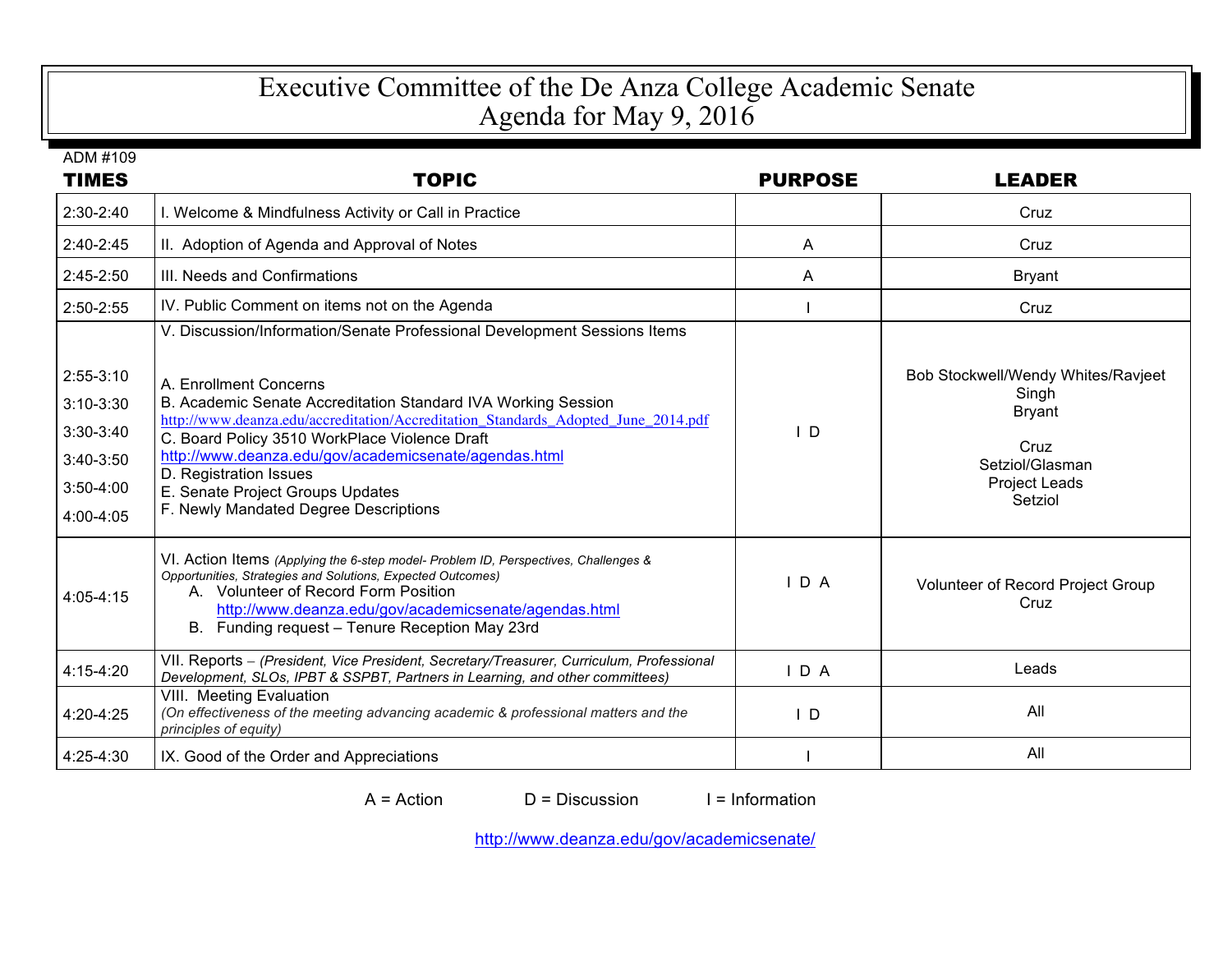# Executive Committee of the De Anza College Academic Senate
# Agenda for May 9, 2016

ADM #109

| TIMES | TOPIC | PURPOSE | LEADER |
|---|---|---|---|
| 2:30-2:40 | I. Welcome & Mindfulness Activity or Call in Practice | | Cruz |
| 2:40-2:45 | II. Adoption of Agenda and Approval of Notes | A | Cruz |
| 2:45-2:50 | III. Needs and Confirmations | A | Bryant |
| 2:50-2:55 | IV. Public Comment on items not on the Agenda | I | Cruz |
| | V. Discussion/Information/Senate Professional Development Sessions Items | I D | |
| 2:55-3:10 | A. Enrollment Concerns | | Bob Stockwell/Wendy Whites/Ravjeet Singh |
| 3:10-3:30 | B. Academic Senate Accreditation Standard IVA Working Session http://www.deanza.edu/accreditation/Accreditation_Standards_Adopted_June_2014.pdf | | Bryant |
| 3:30-3:40 | C. Board Policy 3510 WorkPlace Violence Draft http://www.deanza.edu/gov/academicsenate/agendas.html | | Cruz |
| 3:40-3:50 | D. Registration Issues | | Setziol/Glasman |
| 3:50-4:00 | E. Senate Project Groups Updates | | Project Leads |
| 4:00-4:05 | F. Newly Mandated Degree Descriptions | | Setziol |
| 4:05-4:15 | VI. Action Items *(Applying the 6-step model- Problem ID, Perspectives, Challenges & Opportunities, Strategies and Solutions, Expected Outcomes)*<br>A. Volunteer of Record Form Position http://www.deanza.edu/gov/academicsenate/agendas.html<br>B. Funding request – Tenure Reception May 23rd | I D A | Volunteer of Record Project Group<br>Cruz |
| 4:15-4:20 | VII. Reports – *(President, Vice President, Secretary/Treasurer, Curriculum, Professional Development, SLOs, IPBT & SSPBT, Partners in Learning, and other committees)* | I D A | Leads |
| 4:20-4:25 | VIII. Meeting Evaluation *(On effectiveness of the meeting advancing academic & professional matters and the principles of equity)* | I D | All |
| 4:25-4:30 | IX. Good of the Order and Appreciations | I | All |

A = Action D = Discussion I = Information

http://www.deanza.edu/gov/academicsenate/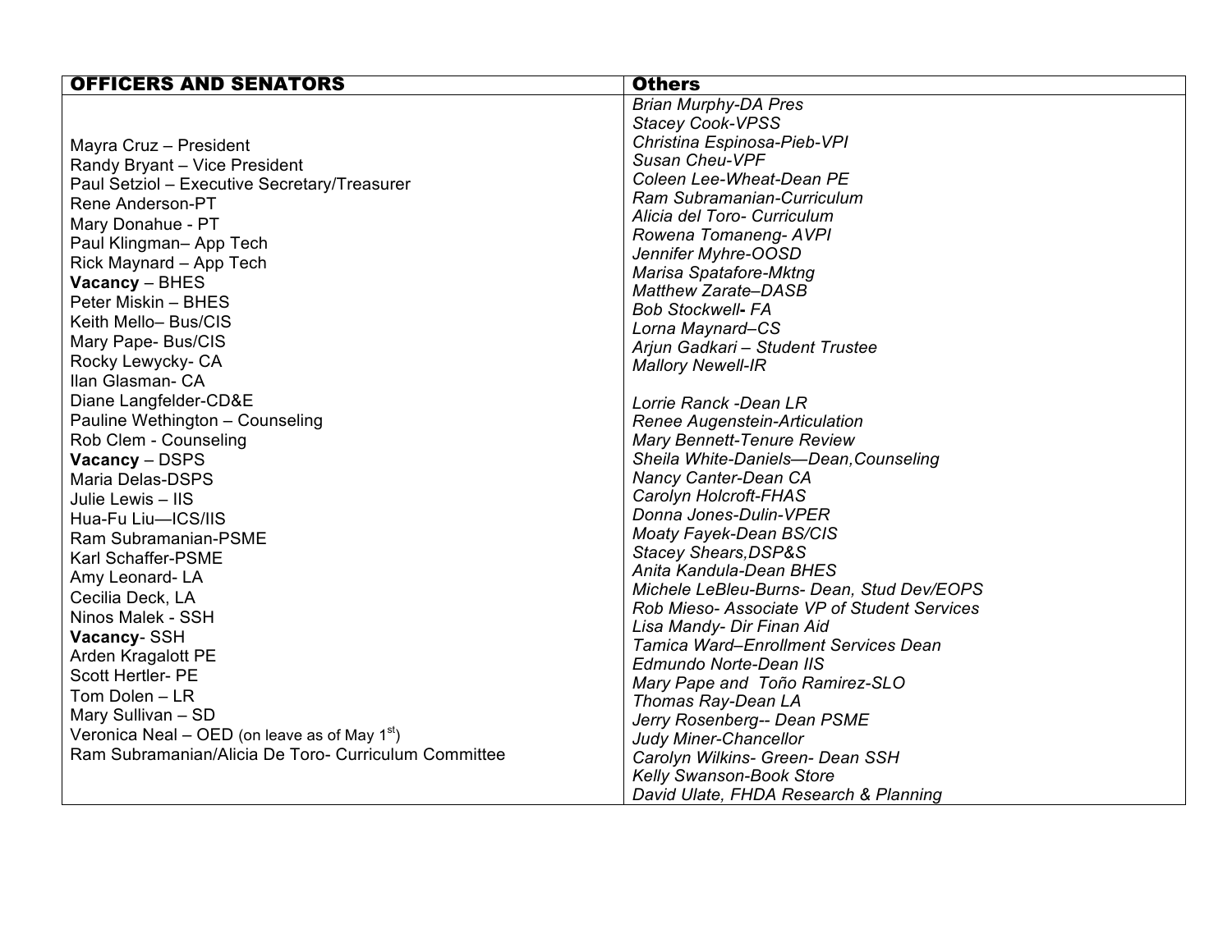| OFFICERS AND SENATORS | Others |
|---|---|
| Mayra Cruz – President<br>Randy Bryant – Vice President<br>Paul Setziol – Executive Secretary/Treasurer<br>Rene Anderson-PT<br>Mary Donahue - PT<br>Paul Klingman– App Tech<br>Rick Maynard – App Tech<br>**Vacancy** – BHES<br>Peter Miskin – BHES<br>Keith Mello– Bus/CIS<br>Mary Pape- Bus/CIS<br>Rocky Lewycky- CA<br>Ilan Glasman- CA<br>Diane Langfelder-CD&E<br>Pauline Wethington – Counseling<br>Rob Clem - Counseling<br>**Vacancy** – DSPS<br>Maria Delas-DSPS<br>Julie Lewis – IIS<br>Hua-Fu Liu—ICS/IIS<br>Ram Subramanian-PSME<br>Karl Schaffer-PSME<br>Amy Leonard- LA<br>Cecilia Deck, LA<br>Ninos Malek - SSH<br>**Vacancy**- SSH<br>Arden Kragalott PE<br>Scott Hertler- PE<br>Tom Dolen – LR<br>Mary Sullivan – SD<br>Veronica Neal – OED (on leave as of May 1st)<br>Ram Subramanian/Alicia De Toro- Curriculum Committee | *Brian Murphy-DA Pres*<br>*Stacey Cook-VPSS*<br>*Christina Espinosa-Pieb-VPI*<br>*Susan Cheu-VPF*<br>*Coleen Lee-Wheat-Dean PE*<br>*Ram Subramanian-Curriculum*<br>*Alicia del Toro- Curriculum*<br>*Rowena Tomaneng- AVPI*<br>*Jennifer Myhre-OOSD*<br>*Marisa Spatafore-Mktng*<br>*Matthew Zarate–DASB*<br>*Bob Stockwell- FA*<br>*Lorna Maynard–CS*<br>*Arjun Gadkari – Student Trustee*<br>*Mallory Newell-IR*<br><br>*Lorrie Ranck -Dean LR*<br>*Renee Augenstein-Articulation*<br>*Mary Bennett-Tenure Review*<br>*Sheila White-Daniels—Dean,Counseling*<br>*Nancy Canter-Dean CA*<br>*Carolyn Holcroft-FHAS*<br>*Donna Jones-Dulin-VPER*<br>*Moaty Fayek-Dean BS/CIS*<br>*Stacey Shears,DSP&S*<br>*Anita Kandula-Dean BHES*<br>*Michele LeBleu-Burns- Dean, Stud Dev/EOPS*<br>*Rob Mieso- Associate VP of Student Services*<br>*Lisa Mandy- Dir Finan Aid*<br>*Tamica Ward–Enrollment Services Dean*<br>*Edmundo Norte-Dean IIS*<br>*Mary Pape and Toño Ramirez-SLO*<br>*Thomas Ray-Dean LA*<br>*Jerry Rosenberg-- Dean PSME*<br>*Judy Miner-Chancellor*<br>*Carolyn Wilkins- Green- Dean SSH*<br>*Kelly Swanson-Book Store*<br>*David Ulate, FHDA Research & Planning* |